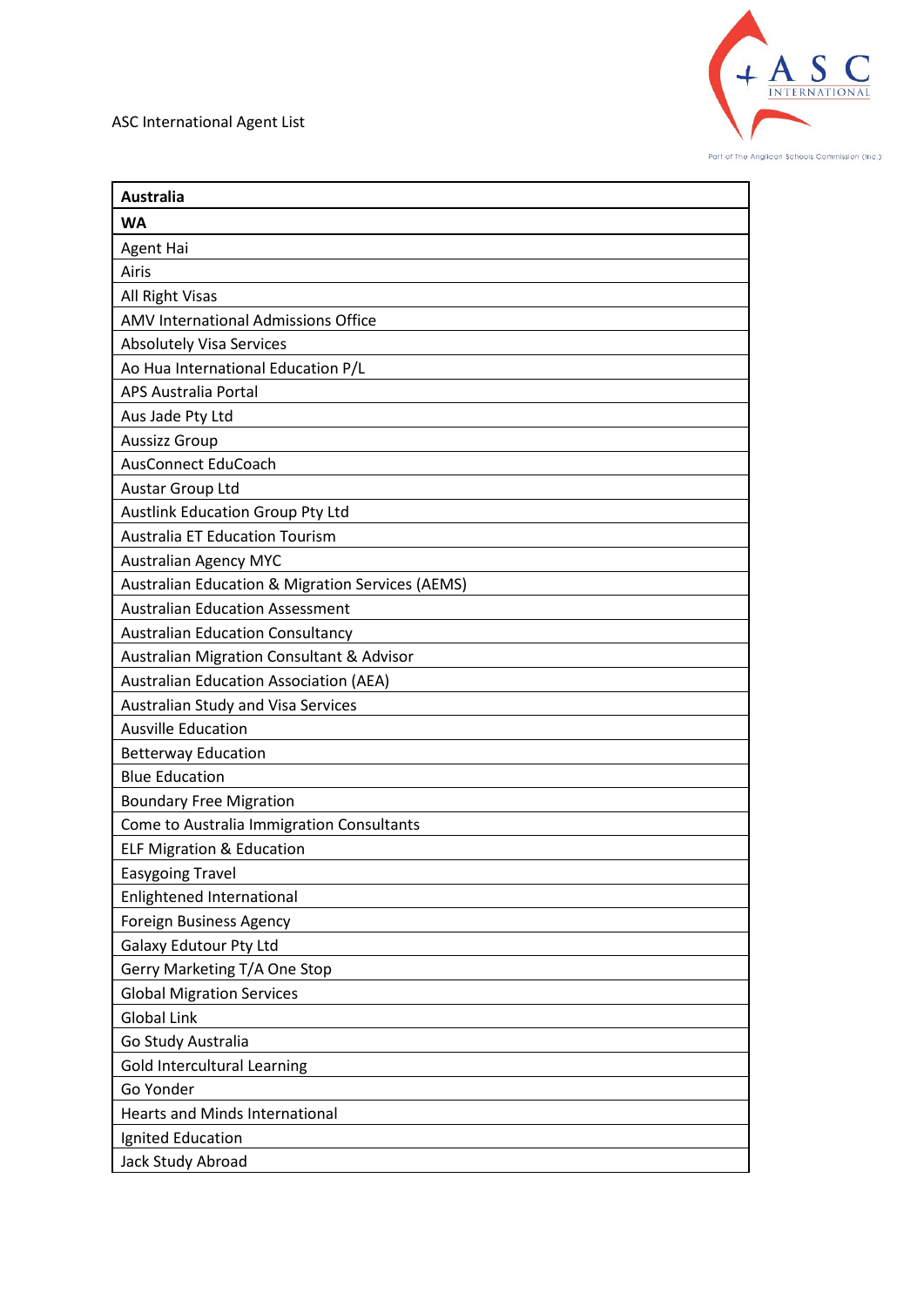ASC International Agent List

| Australia |
|---|
| **WA** |
| Agent Hai |
| Airis |
| All Right Visas |
| AMV International Admissions Office |
| Absolutely Visa Services |
| Ao Hua International Education P/L |
| APS Australia Portal |
| Aus Jade Pty Ltd |
| Aussizz Group |
| AusConnect EduCoach |
| Austar Group Ltd |
| Austlink Education Group Pty Ltd |
| Australia ET Education Tourism |
| Australian Agency MYC |
| Australian Education & Migration Services (AEMS) |
| Australian Education Assessment |
| Australian Education Consultancy |
| Australian Migration Consultant & Advisor |
| Australian Education Association (AEA) |
| Australian Study and Visa Services |
| Ausville Education |
| Betterway Education |
| Blue Education |
| Boundary Free Migration |
| Come to Australia Immigration Consultants |
| ELF Migration & Education |
| Easygoing Travel |
| Enlightened International |
| Foreign Business Agency |
| Galaxy Edutour Pty Ltd |
| Gerry Marketing T/A One Stop |
| Global Migration Services |
| Global Link |
| Go Study Australia |
| Gold Intercultural Learning |
| Go Yonder |
| Hearts and Minds International |
| Ignited Education |
| Jack Study Abroad |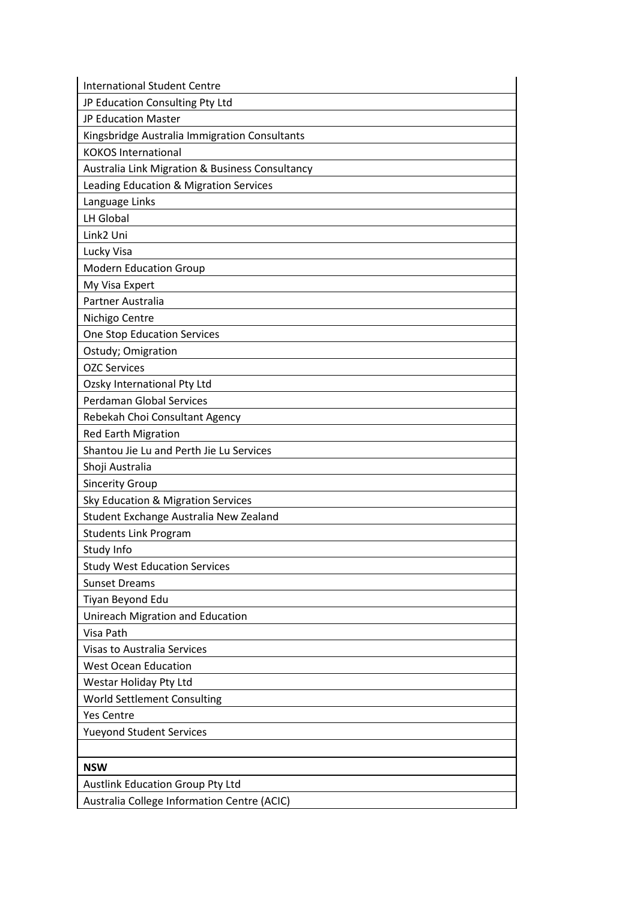| |
|---|
| International Student Centre |
| JP Education Consulting Pty Ltd |
| JP Education Master |
| Kingsbridge Australia Immigration Consultants |
| KOKOS International |
| Australia Link Migration & Business Consultancy |
| Leading Education & Migration Services |
| Language Links |
| LH Global |
| Link2 Uni |
| Lucky Visa |
| Modern Education Group |
| My Visa Expert |
| Partner Australia |
| Nichigo Centre |
| One Stop Education Services |
| Ostudy; Omigration |
| OZC Services |
| Ozsky International Pty Ltd |
| Perdaman Global Services |
| Rebekah Choi Consultant Agency |
| Red Earth Migration |
| Shantou Jie Lu and Perth Jie Lu Services |
| Shoji Australia |
| Sincerity Group |
| Sky Education & Migration Services |
| Student Exchange Australia New Zealand |
| Students Link Program |
| Study Info |
| Study West Education Services |
| Sunset Dreams |
| Tiyan Beyond Edu |
| Unireach Migration and Education |
| Visa Path |
| Visas to Australia Services |
| West Ocean Education |
| Westar Holiday Pty Ltd |
| World Settlement Consulting |
| Yes Centre |
| Yueyond Student Services |
| |
| **NSW** |
| Austlink Education Group Pty Ltd |
| Australia College Information Centre (ACIC) |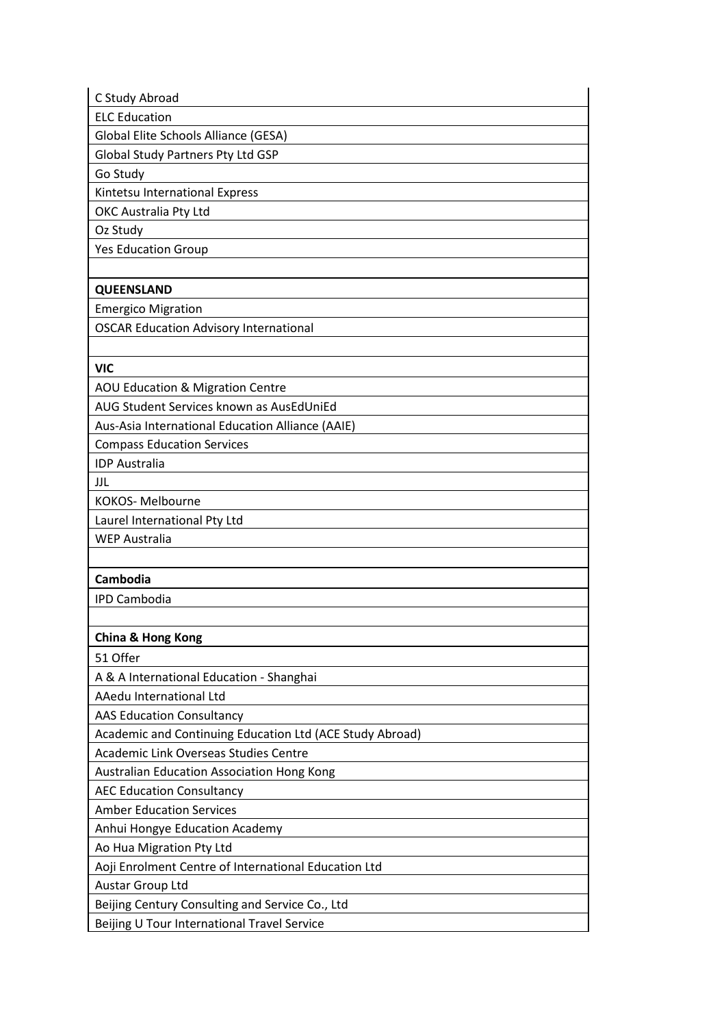| C Study Abroad |
|---|
| ELC Education |
| Global Elite Schools Alliance (GESA) |
| Global Study Partners Pty Ltd GSP |
| Go Study |
| Kintetsu International Express |
| OKC Australia Pty Ltd |
| Oz Study |
| Yes Education Group |
| |
| **QUEENSLAND** |
| Emergico Migration |
| OSCAR Education Advisory International |
| |
| **VIC** |
| AOU Education & Migration Centre |
| AUG Student Services known as AusEdUniEd |
| Aus-Asia International Education Alliance (AAIE) |
| Compass Education Services |
| IDP Australia |
| JJL |
| KOKOS- Melbourne |
| Laurel International Pty Ltd |
| WEP Australia |
| |
| **Cambodia** |
| IPD Cambodia |
| |
| **China & Hong Kong** |
| 51 Offer |
| A & A International Education - Shanghai |
| AAedu International Ltd |
| AAS Education Consultancy |
| Academic and Continuing Education Ltd (ACE Study Abroad) |
| Academic Link Overseas Studies Centre |
| Australian Education Association Hong Kong |
| AEC Education Consultancy |
| Amber Education Services |
| Anhui Hongye Education Academy |
| Ao Hua Migration Pty Ltd |
| Aoji Enrolment Centre of International Education Ltd |
| Austar Group Ltd |
| Beijing Century Consulting and Service Co., Ltd |
| Beijing U Tour International Travel Service |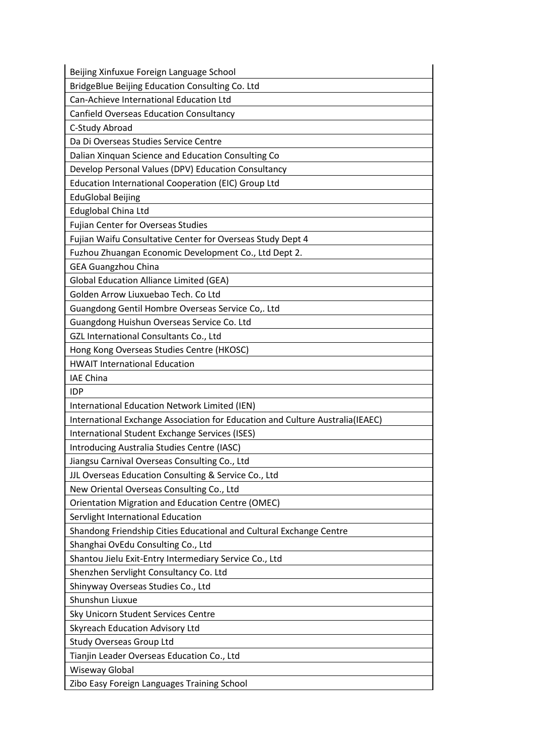| |
|---|
| Beijing Xinfuxue Foreign Language School |
| BridgeBlue Beijing Education Consulting Co. Ltd |
| Can-Achieve International Education Ltd |
| Canfield Overseas Education Consultancy |
| C-Study Abroad |
| Da Di Overseas Studies Service Centre |
| Dalian Xinquan Science and Education Consulting Co |
| Develop Personal Values (DPV) Education Consultancy |
| Education International Cooperation (EIC) Group Ltd |
| EduGlobal Beijing |
| Eduglobal China Ltd |
| Fujian Center for Overseas Studies |
| Fujian Waifu Consultative Center for Overseas Study Dept 4 |
| Fuzhou Zhuangan Economic Development Co., Ltd Dept 2. |
| GEA Guangzhou China |
| Global Education Alliance Limited (GEA) |
| Golden Arrow Liuxuebao Tech. Co Ltd |
| Guangdong Gentil Hombre Overseas Service Co,. Ltd |
| Guangdong Huishun Overseas Service Co. Ltd |
| GZL International Consultants Co., Ltd |
| Hong Kong Overseas Studies Centre (HKOSC) |
| HWAIT International Education |
| IAE China |
| IDP |
| International Education Network Limited (IEN) |
| International Exchange Association for Education and Culture Australia(IEAEC) |
| International Student Exchange Services (ISES) |
| Introducing Australia Studies Centre (IASC) |
| Jiangsu Carnival Overseas Consulting Co., Ltd |
| JJL Overseas Education Consulting & Service Co., Ltd |
| New Oriental Overseas Consulting Co., Ltd |
| Orientation Migration and Education Centre (OMEC) |
| Servlight International Education |
| Shandong Friendship Cities Educational and Cultural Exchange Centre |
| Shanghai OvEdu Consulting Co., Ltd |
| Shantou Jielu Exit-Entry Intermediary Service Co., Ltd |
| Shenzhen Servlight Consultancy Co. Ltd |
| Shinyway Overseas Studies Co., Ltd |
| Shunshun Liuxue |
| Sky Unicorn Student Services Centre |
| Skyreach Education Advisory Ltd |
| Study Overseas Group Ltd |
| Tianjin Leader Overseas Education Co., Ltd |
| Wiseway Global |
| Zibo Easy Foreign Languages Training School |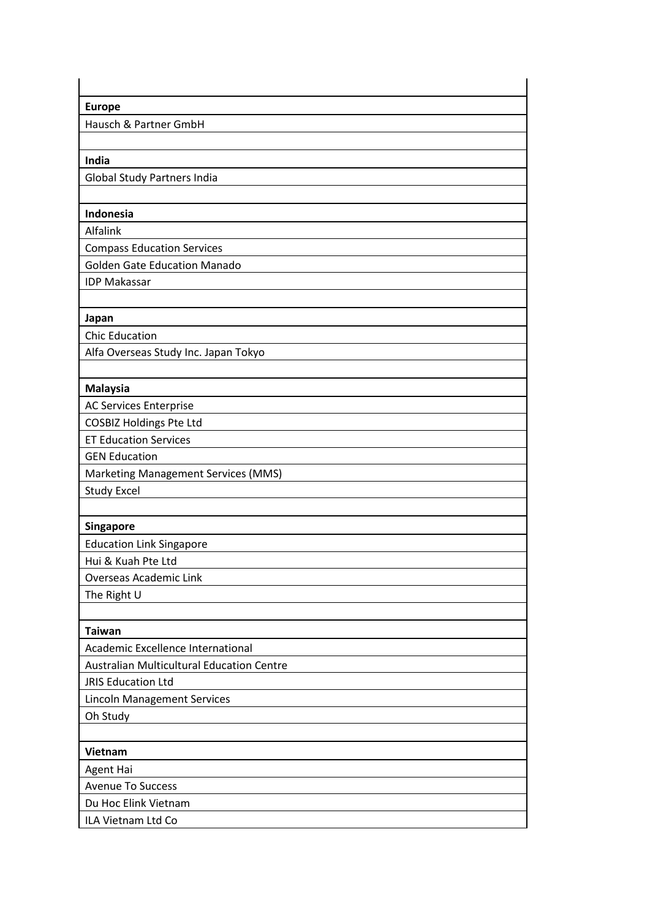| |
|---|
| **Europe** |
| Hausch & Partner GmbH |
| |
| **India** |
| Global Study Partners India |
| |
| **Indonesia** |
| Alfalink |
| Compass Education Services |
| Golden Gate Education Manado |
| IDP Makassar |
| |
| **Japan** |
| Chic Education |
| Alfa Overseas Study Inc. Japan Tokyo |
| |
| **Malaysia** |
| AC Services Enterprise |
| COSBIZ Holdings Pte Ltd |
| ET Education Services |
| GEN Education |
| Marketing Management Services (MMS) |
| Study Excel |
| |
| **Singapore** |
| Education Link Singapore |
| Hui & Kuah Pte Ltd |
| Overseas Academic Link |
| The Right U |
| |
| **Taiwan** |
| Academic Excellence International |
| Australian Multicultural Education Centre |
| JRIS Education Ltd |
| Lincoln Management Services |
| Oh Study |
| |
| **Vietnam** |
| Agent Hai |
| Avenue To Success |
| Du Hoc Elink Vietnam |
| ILA Vietnam Ltd Co |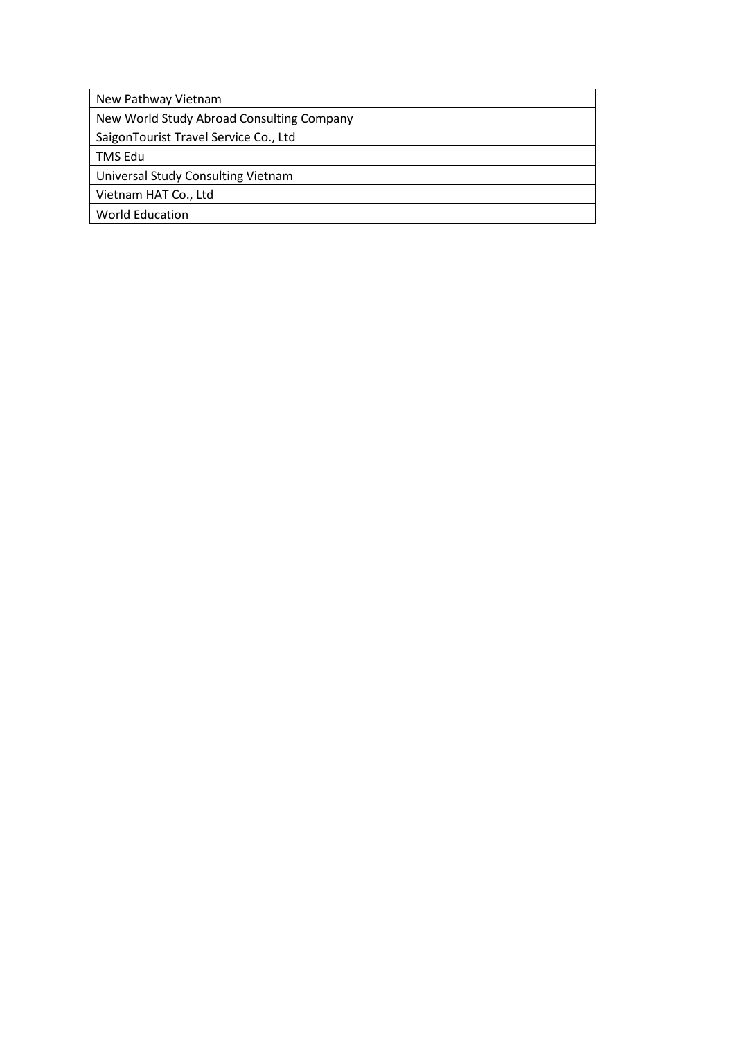| |
|---|
| New Pathway Vietnam |
| New World Study Abroad Consulting Company |
| SaigonTourist Travel Service Co., Ltd |
| TMS Edu |
| Universal Study Consulting Vietnam |
| Vietnam HAT Co., Ltd |
| World Education |